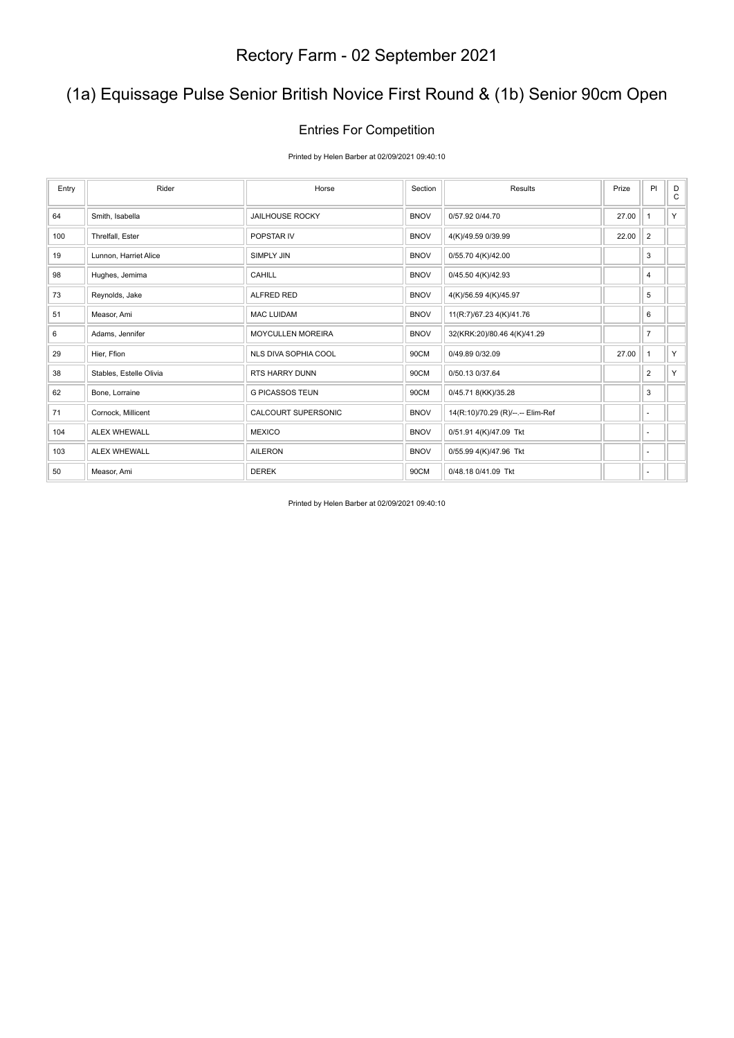# Rectory Farm - 02 September 2021

## (1a) Equissage Pulse Senior British Novice First Round & (1b) Senior 90cm Open

### Entries For Competition

Printed by Helen Barber at 02/09/2021 09:40:10

| Entry | Rider | Horse | Section | Results | Prize | Pl | DC |
|---|---|---|---|---|---|---|---|
| 64 | Smith, Isabella | JAILHOUSE ROCKY | BNOV | 0/57.92 0/44.70 | 27.00 | 1 | Y |
| 100 | Threlfall, Ester | POPSTAR IV | BNOV | 4(K)/49.59 0/39.99 | 22.00 | 2 | |
| 19 | Lunnon, Harriet Alice | SIMPLY JIN | BNOV | 0/55.70 4(K)/42.00 | | 3 | |
| 98 | Hughes, Jemima | CAHILL | BNOV | 0/45.50 4(K)/42.93 | | 4 | |
| 73 | Reynolds, Jake | ALFRED RED | BNOV | 4(K)/56.59 4(K)/45.97 | | 5 | |
| 51 | Measor, Ami | MAC LUIDAM | BNOV | 11(R:7)/67.23 4(K)/41.76 | | 6 | |
| 6 | Adams, Jennifer | MOYCULLEN MOREIRA | BNOV | 32(KRK:20)/80.46 4(K)/41.29 | | 7 | |
| 29 | Hier, Ffion | NLS DIVA SOPHIA COOL | 90CM | 0/49.89 0/32.09 | 27.00 | 1 | Y |
| 38 | Stables, Estelle Olivia | RTS HARRY DUNN | 90CM | 0/50.13 0/37.64 | | 2 | Y |
| 62 | Bone, Lorraine | G PICASSOS TEUN | 90CM | 0/45.71 8(KK)/35.28 | | 3 | |
| 71 | Cornock, Millicent | CALCOURT SUPERSONIC | BNOV | 14(R:10)/70.29 (R)/--.-- Elim-Ref | | - | |
| 104 | ALEX WHEWALL | MEXICO | BNOV | 0/51.91 4(K)/47.09 Tkt | | - | |
| 103 | ALEX WHEWALL | AILERON | BNOV | 0/55.99 4(K)/47.96 Tkt | | - | |
| 50 | Measor, Ami | DEREK | 90CM | 0/48.18 0/41.09 Tkt | | - | |

Printed by Helen Barber at 02/09/2021 09:40:10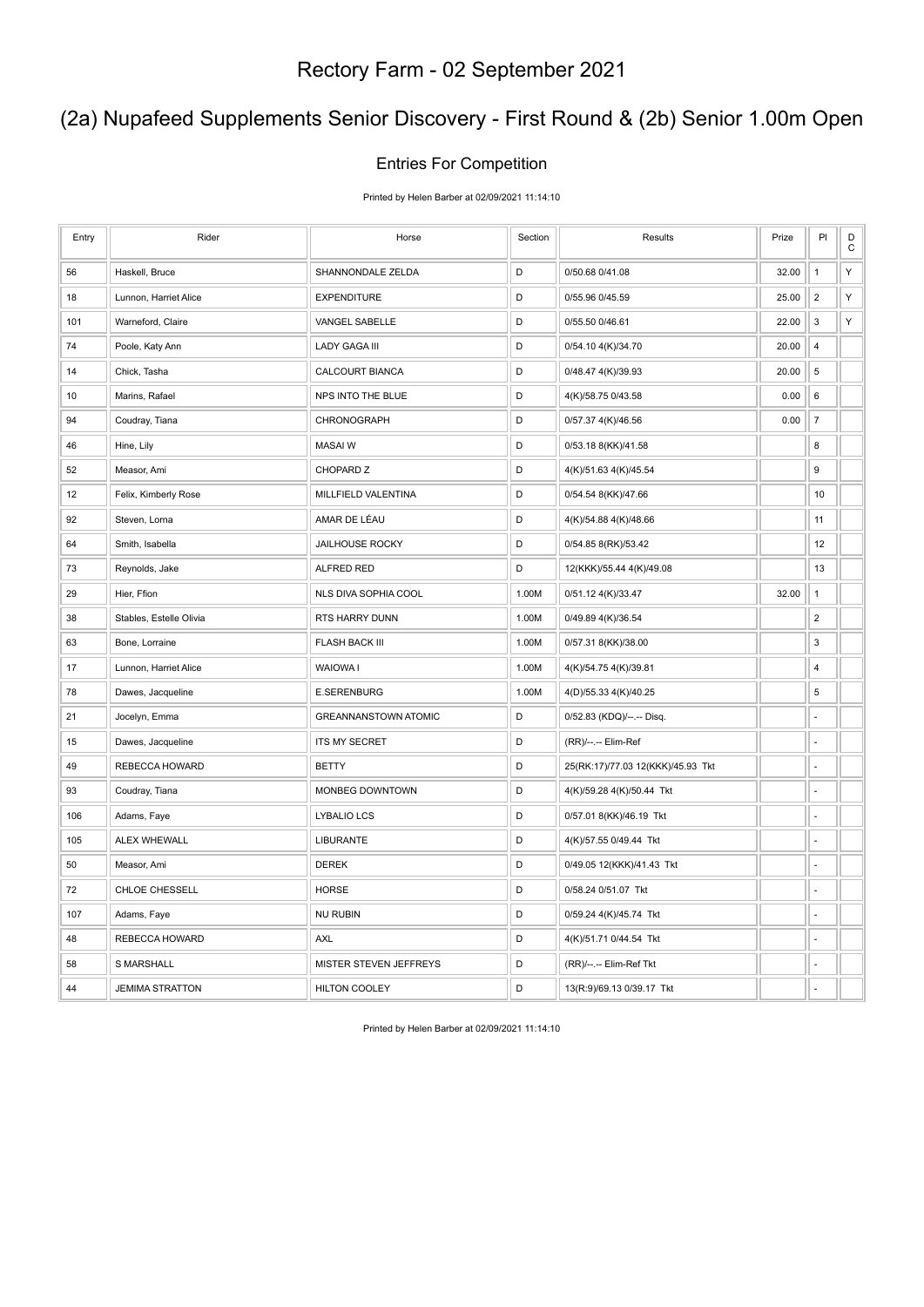# Rectory Farm - 02 September 2021

## (2a) Nupafeed Supplements Senior Discovery - First Round & (2b) Senior 1.00m Open

### Entries For Competition

Printed by Helen Barber at 02/09/2021 11:14:10

| Entry | Rider | Horse | Section | Results | Prize | Pl | DC |
|---|---|---|---|---|---|---|---|
| 56 | Haskell, Bruce | SHANNONDALE ZELDA | D | 0/50.68 0/41.08 | 32.00 | 1 | Y |
| 18 | Lunnon, Harriet Alice | EXPENDITURE | D | 0/55.96 0/45.59 | 25.00 | 2 | Y |
| 101 | Warneford, Claire | VANGEL SABELLE | D | 0/55.50 0/46.61 | 22.00 | 3 | Y |
| 74 | Poole, Katy Ann | LADY GAGA III | D | 0/54.10 4(K)/34.70 | 20.00 | 4 | |
| 14 | Chick, Tasha | CALCOURT BIANCA | D | 0/48.47 4(K)/39.93 | 20.00 | 5 | |
| 10 | Marins, Rafael | NPS INTO THE BLUE | D | 4(K)/58.75 0/43.58 | 0.00 | 6 | |
| 94 | Coudray, Tiana | CHRONOGRAPH | D | 0/57.37 4(K)/46.56 | 0.00 | 7 | |
| 46 | Hine, Lily | MASAI W | D | 0/53.18 8(KK)/41.58 | | 8 | |
| 52 | Measor, Ami | CHOPARD Z | D | 4(K)/51.63 4(K)/45.54 | | 9 | |
| 12 | Felix, Kimberly Rose | MILLFIELD VALENTINA | D | 0/54.54 8(KK)/47.66 | | 10 | |
| 92 | Steven, Lorna | AMAR DE LÉAU | D | 4(K)/54.88 4(K)/48.66 | | 11 | |
| 64 | Smith, Isabella | JAILHOUSE ROCKY | D | 0/54.85 8(RK)/53.42 | | 12 | |
| 73 | Reynolds, Jake | ALFRED RED | D | 12(KKK)/55.44 4(K)/49.08 | | 13 | |
| 29 | Hier, Ffion | NLS DIVA SOPHIA COOL | 1.00M | 0/51.12 4(K)/33.47 | 32.00 | 1 | |
| 38 | Stables, Estelle Olivia | RTS HARRY DUNN | 1.00M | 0/49.89 4(K)/36.54 | | 2 | |
| 63 | Bone, Lorraine | FLASH BACK III | 1.00M | 0/57.31 8(KK)/38.00 | | 3 | |
| 17 | Lunnon, Harriet Alice | WAIOWA I | 1.00M | 4(K)/54.75 4(K)/39.81 | | 4 | |
| 78 | Dawes, Jacqueline | E.SERENBURG | 1.00M | 4(D)/55.33 4(K)/40.25 | | 5 | |
| 21 | Jocelyn, Emma | GREANNANSTOWN ATOMIC | D | 0/52.83 (KDQ)/--.-- Disq. | | - | |
| 15 | Dawes, Jacqueline | ITS MY SECRET | D | (RR)/--.-- Elim-Ref | | - | |
| 49 | REBECCA HOWARD | BETTY | D | 25(RK:17)/77.03 12(KKK)/45.93 Tkt | | - | |
| 93 | Coudray, Tiana | MONBEG DOWNTOWN | D | 4(K)/59.28 4(K)/50.44 Tkt | | - | |
| 106 | Adams, Faye | LYBALIO LCS | D | 0/57.01 8(KK)/46.19 Tkt | | - | |
| 105 | ALEX WHEWALL | LIBURANTE | D | 4(K)/57.55 0/49.44 Tkt | | - | |
| 50 | Measor, Ami | DEREK | D | 0/49.05 12(KKK)/41.43 Tkt | | - | |
| 72 | CHLOE CHESSELL | HORSE | D | 0/58.24 0/51.07 Tkt | | - | |
| 107 | Adams, Faye | NU RUBIN | D | 0/59.24 4(K)/45.74 Tkt | | - | |
| 48 | REBECCA HOWARD | AXL | D | 4(K)/51.71 0/44.54 Tkt | | - | |
| 58 | S MARSHALL | MISTER STEVEN JEFFREYS | D | (RR)/--.-- Elim-Ref Tkt | | - | |
| 44 | JEMIMA STRATTON | HILTON COOLEY | D | 13(R:9)/69.13 0/39.17 Tkt | | - | |

Printed by Helen Barber at 02/09/2021 11:14:10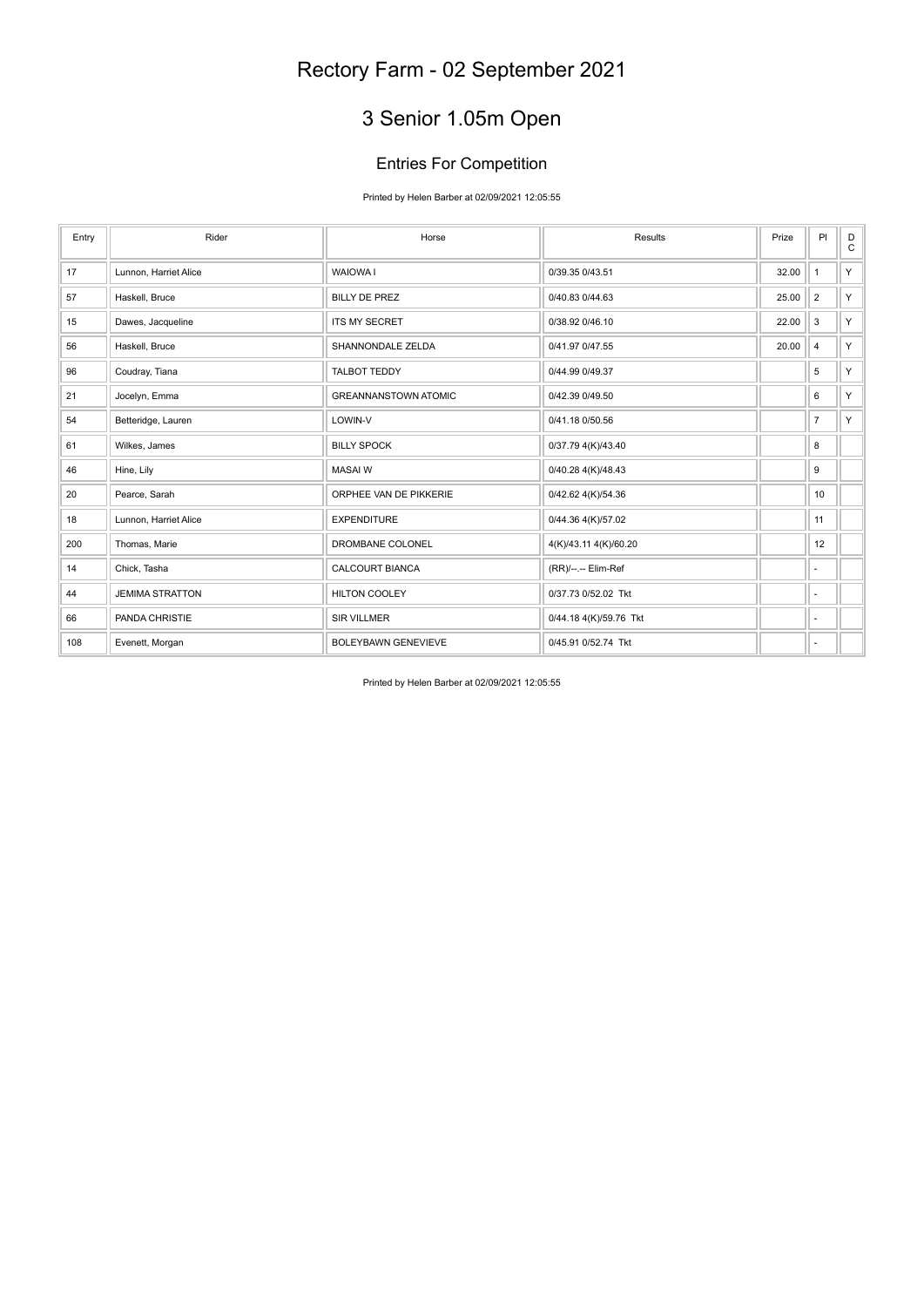# Rectory Farm - 02 September 2021

## 3 Senior 1.05m Open

### Entries For Competition

Printed by Helen Barber at 02/09/2021 12:05:55

| Entry | Rider | Horse | Results | Prize | Pl | D C |
|---|---|---|---|---|---|---|
| 17 | Lunnon, Harriet Alice | WAIOWA I | 0/39.35 0/43.51 | 32.00 | 1 | Y |
| 57 | Haskell, Bruce | BILLY DE PREZ | 0/40.83 0/44.63 | 25.00 | 2 | Y |
| 15 | Dawes, Jacqueline | ITS MY SECRET | 0/38.92 0/46.10 | 22.00 | 3 | Y |
| 56 | Haskell, Bruce | SHANNONDALE ZELDA | 0/41.97 0/47.55 | 20.00 | 4 | Y |
| 96 | Coudray, Tiana | TALBOT TEDDY | 0/44.99 0/49.37 | | 5 | Y |
| 21 | Jocelyn, Emma | GREANNANSTOWN ATOMIC | 0/42.39 0/49.50 | | 6 | Y |
| 54 | Betteridge, Lauren | LOWIN-V | 0/41.18 0/50.56 | | 7 | Y |
| 61 | Wilkes, James | BILLY SPOCK | 0/37.79 4(K)/43.40 | | 8 | |
| 46 | Hine, Lily | MASAI W | 0/40.28 4(K)/48.43 | | 9 | |
| 20 | Pearce, Sarah | ORPHEE VAN DE PIKKERIE | 0/42.62 4(K)/54.36 | | 10 | |
| 18 | Lunnon, Harriet Alice | EXPENDITURE | 0/44.36 4(K)/57.02 | | 11 | |
| 200 | Thomas, Marie | DROMBANE COLONEL | 4(K)/43.11 4(K)/60.20 | | 12 | |
| 14 | Chick, Tasha | CALCOURT BIANCA | (RR)/--.-- Elim-Ref | | - | |
| 44 | JEMIMA STRATTON | HILTON COOLEY | 0/37.73 0/52.02 Tkt | | - | |
| 66 | PANDA CHRISTIE | SIR VILLMER | 0/44.18 4(K)/59.76 Tkt | | - | |
| 108 | Evenett, Morgan | BOLEYBAWN GENEVIEVE | 0/45.91 0/52.74 Tkt | | - | |

Printed by Helen Barber at 02/09/2021 12:05:55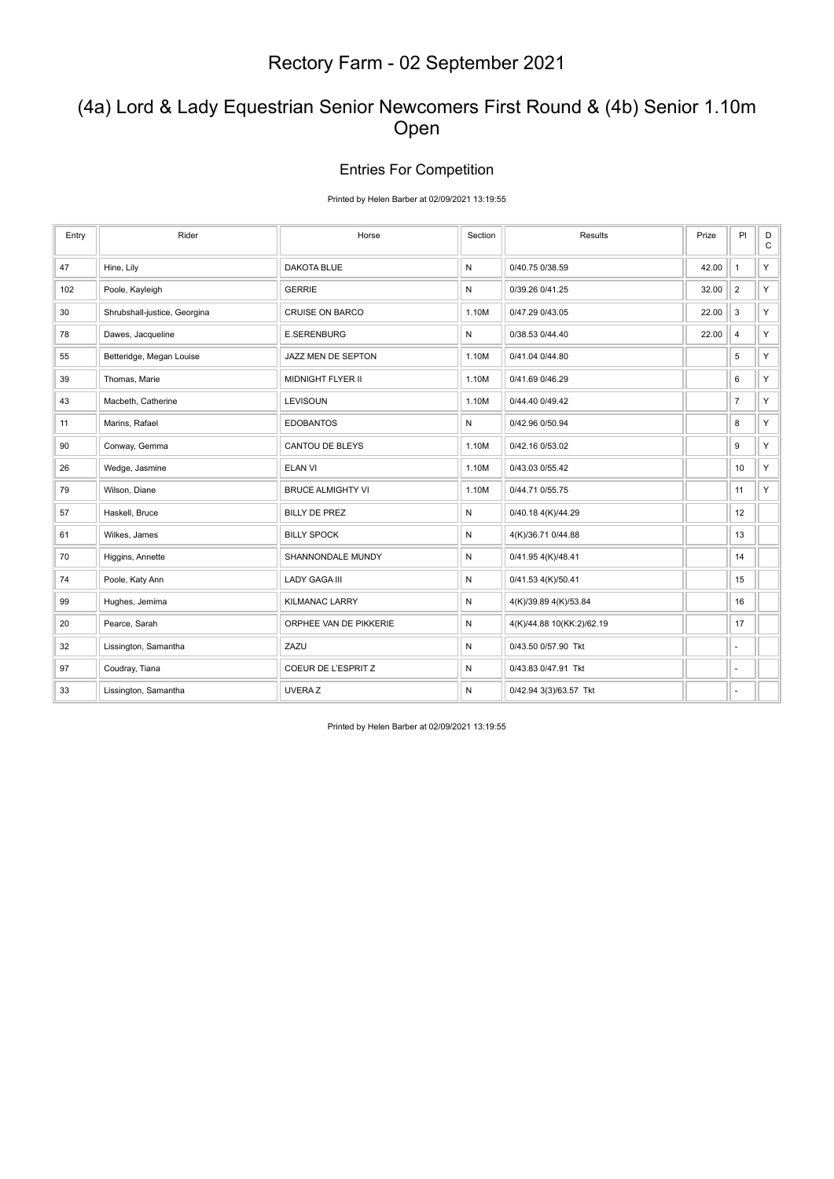# Rectory Farm - 02 September 2021

## (4a) Lord & Lady Equestrian Senior Newcomers First Round & (4b) Senior 1.10m Open

### Entries For Competition

Printed by Helen Barber at 02/09/2021 13:19:55

| Entry | Rider | Horse | Section | Results | Prize | Pl | DC |
|---|---|---|---|---|---|---|---|
| 47 | Hine, Lily | DAKOTA BLUE | N | 0/40.75 0/38.59 | 42.00 | 1 | Y |
| 102 | Poole, Kayleigh | GERRIE | N | 0/39.26 0/41.25 | 32.00 | 2 | Y |
| 30 | Shrubshall-justice, Georgina | CRUISE ON BARCO | 1.10M | 0/47.29 0/43.05 | 22.00 | 3 | Y |
| 78 | Dawes, Jacqueline | E.SERENBURG | N | 0/38.53 0/44.40 | 22.00 | 4 | Y |
| 55 | Betteridge, Megan Louise | JAZZ MEN DE SEPTON | 1.10M | 0/41.04 0/44.80 | | 5 | Y |
| 39 | Thomas, Marie | MIDNIGHT FLYER II | 1.10M | 0/41.69 0/46.29 | | 6 | Y |
| 43 | Macbeth, Catherine | LEVISOUN | 1.10M | 0/44.40 0/49.42 | | 7 | Y |
| 11 | Marins, Rafael | EDOBANTOS | N | 0/42.96 0/50.94 | | 8 | Y |
| 90 | Conway, Gemma | CANTOU DE BLEYS | 1.10M | 0/42.16 0/53.02 | | 9 | Y |
| 26 | Wedge, Jasmine | ELAN VI | 1.10M | 0/43.03 0/55.42 | | 10 | Y |
| 79 | Wilson, Diane | BRUCE ALMIGHTY VI | 1.10M | 0/44.71 0/55.75 | | 11 | Y |
| 57 | Haskell, Bruce | BILLY DE PREZ | N | 0/40.18 4(K)/44.29 | | 12 | |
| 61 | Wilkes, James | BILLY SPOCK | N | 4(K)/36.71 0/44.88 | | 13 | |
| 70 | Higgins, Annette | SHANNONDALE MUNDY | N | 0/41.95 4(K)/48.41 | | 14 | |
| 74 | Poole, Katy Ann | LADY GAGA III | N | 0/41.53 4(K)/50.41 | | 15 | |
| 99 | Hughes, Jemima | KILMANAC LARRY | N | 4(K)/39.89 4(K)/53.84 | | 16 | |
| 20 | Pearce, Sarah | ORPHEE VAN DE PIKKERIE | N | 4(K)/44.88 10(KK:2)/62.19 | | 17 | |
| 32 | Lissington, Samantha | ZAZU | N | 0/43.50 0/57.90 Tkt | | - | |
| 97 | Coudray, Tiana | COEUR DE L'ESPRIT Z | N | 0/43.83 0/47.91 Tkt | | - | |
| 33 | Lissington, Samantha | UVERA Z | N | 0/42.94 3(3)/63.57 Tkt | | - | |

Printed by Helen Barber at 02/09/2021 13:19:55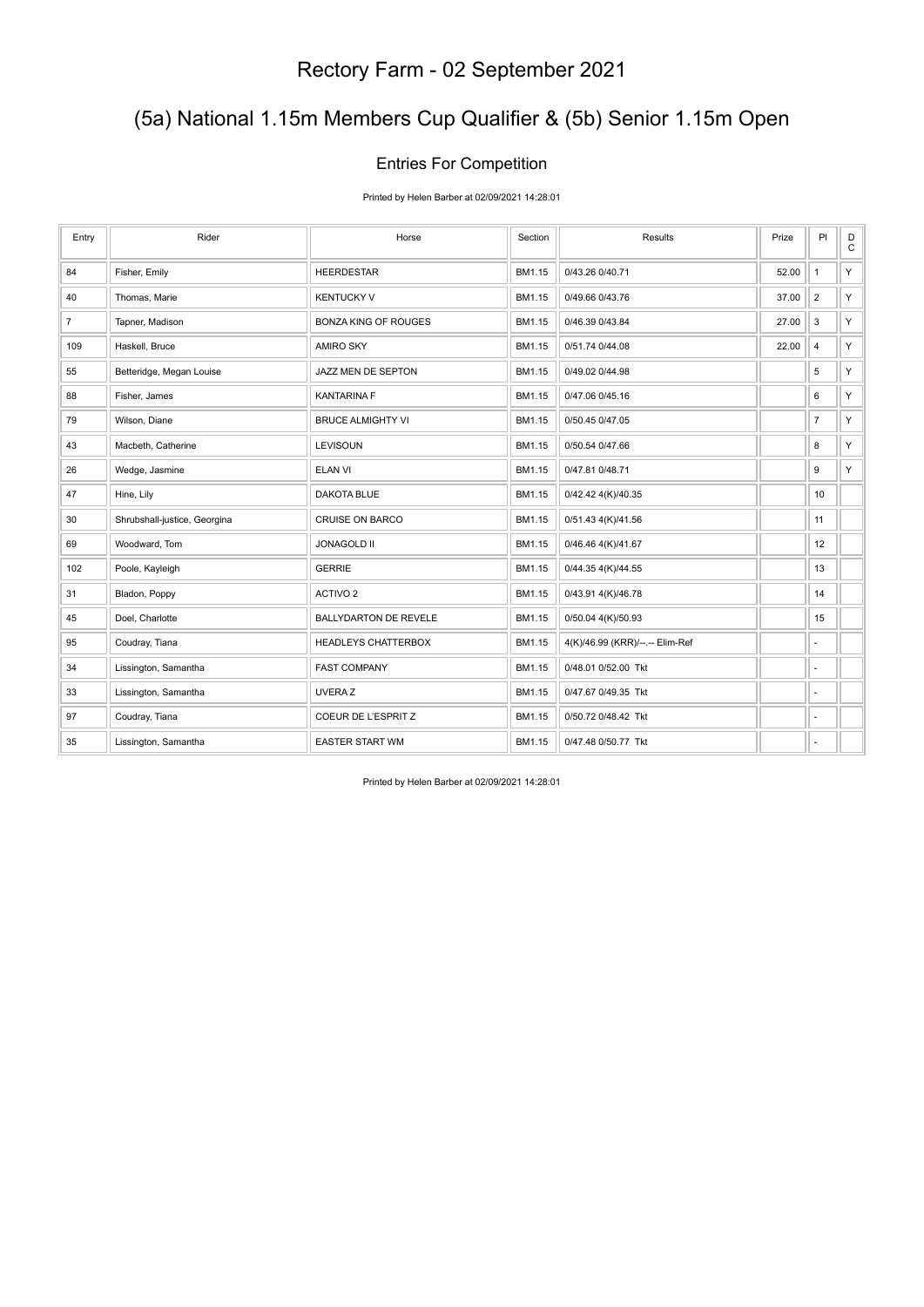# Rectory Farm - 02 September 2021

## (5a) National 1.15m Members Cup Qualifier & (5b) Senior 1.15m Open

### Entries For Competition

Printed by Helen Barber at 02/09/2021 14:28:01

| Entry | Rider | Horse | Section | Results | Prize | Pl | DC |
|---|---|---|---|---|---|---|---|
| 84 | Fisher, Emily | HEERDESTAR | BM1.15 | 0/43.26 0/40.71 | 52.00 | 1 | Y |
| 40 | Thomas, Marie | KENTUCKY V | BM1.15 | 0/49.66 0/43.76 | 37.00 | 2 | Y |
| 7 | Tapner, Madison | BONZA KING OF ROUGES | BM1.15 | 0/46.39 0/43.84 | 27.00 | 3 | Y |
| 109 | Haskell, Bruce | AMIRO SKY | BM1.15 | 0/51.74 0/44.08 | 22.00 | 4 | Y |
| 55 | Betteridge, Megan Louise | JAZZ MEN DE SEPTON | BM1.15 | 0/49.02 0/44.98 | | 5 | Y |
| 88 | Fisher, James | KANTARINA F | BM1.15 | 0/47.06 0/45.16 | | 6 | Y |
| 79 | Wilson, Diane | BRUCE ALMIGHTY VI | BM1.15 | 0/50.45 0/47.05 | | 7 | Y |
| 43 | Macbeth, Catherine | LEVISOUN | BM1.15 | 0/50.54 0/47.66 | | 8 | Y |
| 26 | Wedge, Jasmine | ELAN VI | BM1.15 | 0/47.81 0/48.71 | | 9 | Y |
| 47 | Hine, Lily | DAKOTA BLUE | BM1.15 | 0/42.42 4(K)/40.35 | | 10 | |
| 30 | Shrubshall-justice, Georgina | CRUISE ON BARCO | BM1.15 | 0/51.43 4(K)/41.56 | | 11 | |
| 69 | Woodward, Tom | JONAGOLD II | BM1.15 | 0/46.46 4(K)/41.67 | | 12 | |
| 102 | Poole, Kayleigh | GERRIE | BM1.15 | 0/44.35 4(K)/44.55 | | 13 | |
| 31 | Bladon, Poppy | ACTIVO 2 | BM1.15 | 0/43.91 4(K)/46.78 | | 14 | |
| 45 | Doel, Charlotte | BALLYDARTON DE REVELE | BM1.15 | 0/50.04 4(K)/50.93 | | 15 | |
| 95 | Coudray, Tiana | HEADLEYS CHATTERBOX | BM1.15 | 4(K)/46.99 (KRR)/--.-- Elim-Ref | | - | |
| 34 | Lissington, Samantha | FAST COMPANY | BM1.15 | 0/48.01 0/52.00 Tkt | | - | |
| 33 | Lissington, Samantha | UVERA Z | BM1.15 | 0/47.67 0/49.35 Tkt | | - | |
| 97 | Coudray, Tiana | COEUR DE L'ESPRIT Z | BM1.15 | 0/50.72 0/48.42 Tkt | | - | |
| 35 | Lissington, Samantha | EASTER START WM | BM1.15 | 0/47.48 0/50.77 Tkt | | - | |

Printed by Helen Barber at 02/09/2021 14:28:01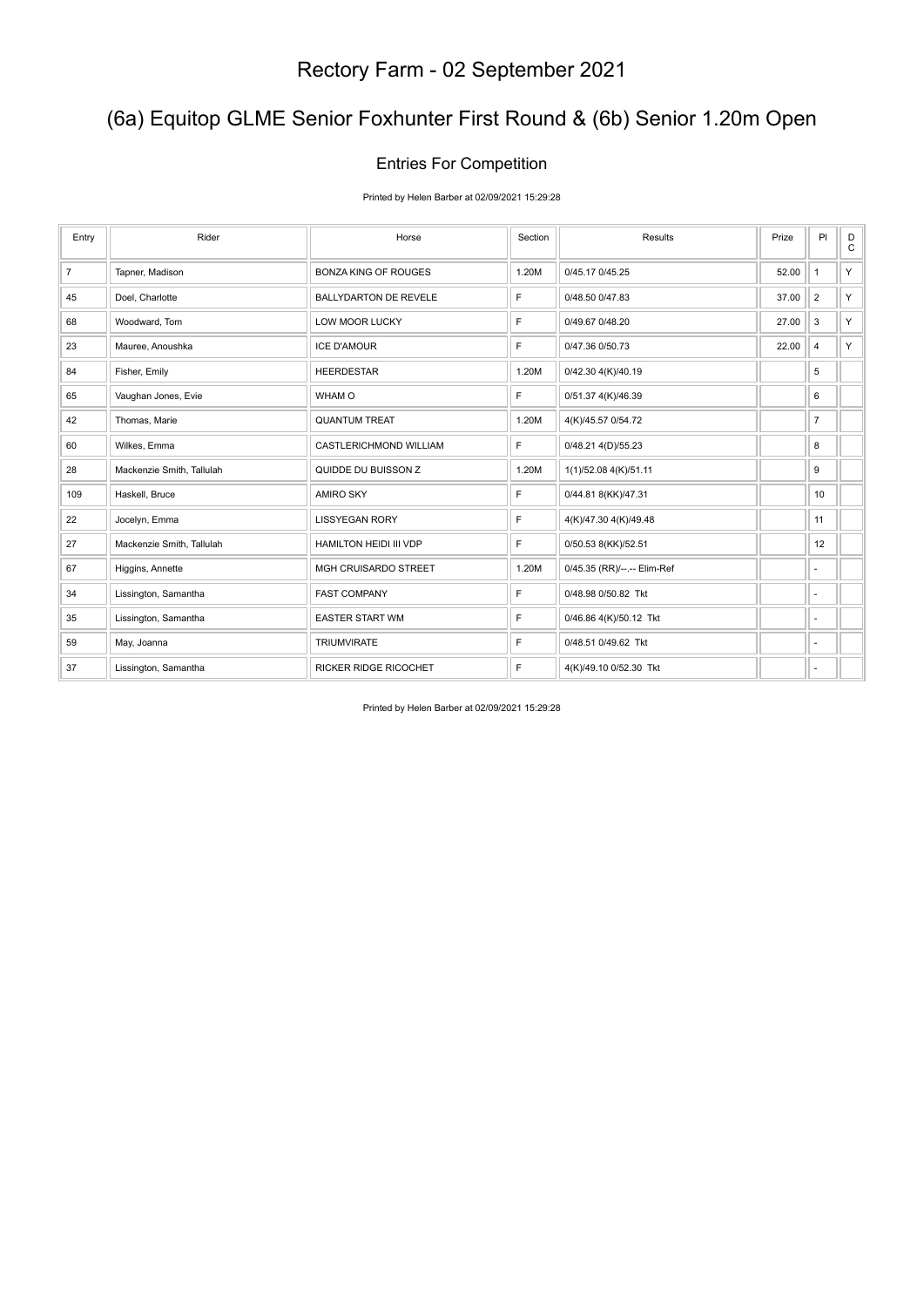# Rectory Farm - 02 September 2021

## (6a) Equitop GLME Senior Foxhunter First Round & (6b) Senior 1.20m Open

### Entries For Competition

Printed by Helen Barber at 02/09/2021 15:29:28

| Entry | Rider | Horse | Section | Results | Prize | Pl | DC |
|---|---|---|---|---|---|---|---|
| 7 | Tapner, Madison | BONZA KING OF ROUGES | 1.20M | 0/45.17 0/45.25 | 52.00 | 1 | Y |
| 45 | Doel, Charlotte | BALLYDARTON DE REVELE | F | 0/48.50 0/47.83 | 37.00 | 2 | Y |
| 68 | Woodward, Tom | LOW MOOR LUCKY | F | 0/49.67 0/48.20 | 27.00 | 3 | Y |
| 23 | Mauree, Anoushka | ICE D'AMOUR | F | 0/47.36 0/50.73 | 22.00 | 4 | Y |
| 84 | Fisher, Emily | HEERDESTAR | 1.20M | 0/42.30 4(K)/40.19 | | 5 | |
| 65 | Vaughan Jones, Evie | WHAM O | F | 0/51.37 4(K)/46.39 | | 6 | |
| 42 | Thomas, Marie | QUANTUM TREAT | 1.20M | 4(K)/45.57 0/54.72 | | 7 | |
| 60 | Wilkes, Emma | CASTLERICHMOND WILLIAM | F | 0/48.21 4(D)/55.23 | | 8 | |
| 28 | Mackenzie Smith, Tallulah | QUIDDE DU BUISSON Z | 1.20M | 1(1)/52.08 4(K)/51.11 | | 9 | |
| 109 | Haskell, Bruce | AMIRO SKY | F | 0/44.81 8(KK)/47.31 | | 10 | |
| 22 | Jocelyn, Emma | LISSYEGAN RORY | F | 4(K)/47.30 4(K)/49.48 | | 11 | |
| 27 | Mackenzie Smith, Tallulah | HAMILTON HEIDI III VDP | F | 0/50.53 8(KK)/52.51 | | 12 | |
| 67 | Higgins, Annette | MGH CRUISARDO STREET | 1.20M | 0/45.35 (RR)/--.-- Elim-Ref | | - | |
| 34 | Lissington, Samantha | FAST COMPANY | F | 0/48.98 0/50.82 Tkt | | - | |
| 35 | Lissington, Samantha | EASTER START WM | F | 0/46.86 4(K)/50.12 Tkt | | - | |
| 59 | May, Joanna | TRIUMVIRATE | F | 0/48.51 0/49.62 Tkt | | - | |
| 37 | Lissington, Samantha | RICKER RIDGE RICOCHET | F | 4(K)/49.10 0/52.30 Tkt | | - | |

Printed by Helen Barber at 02/09/2021 15:29:28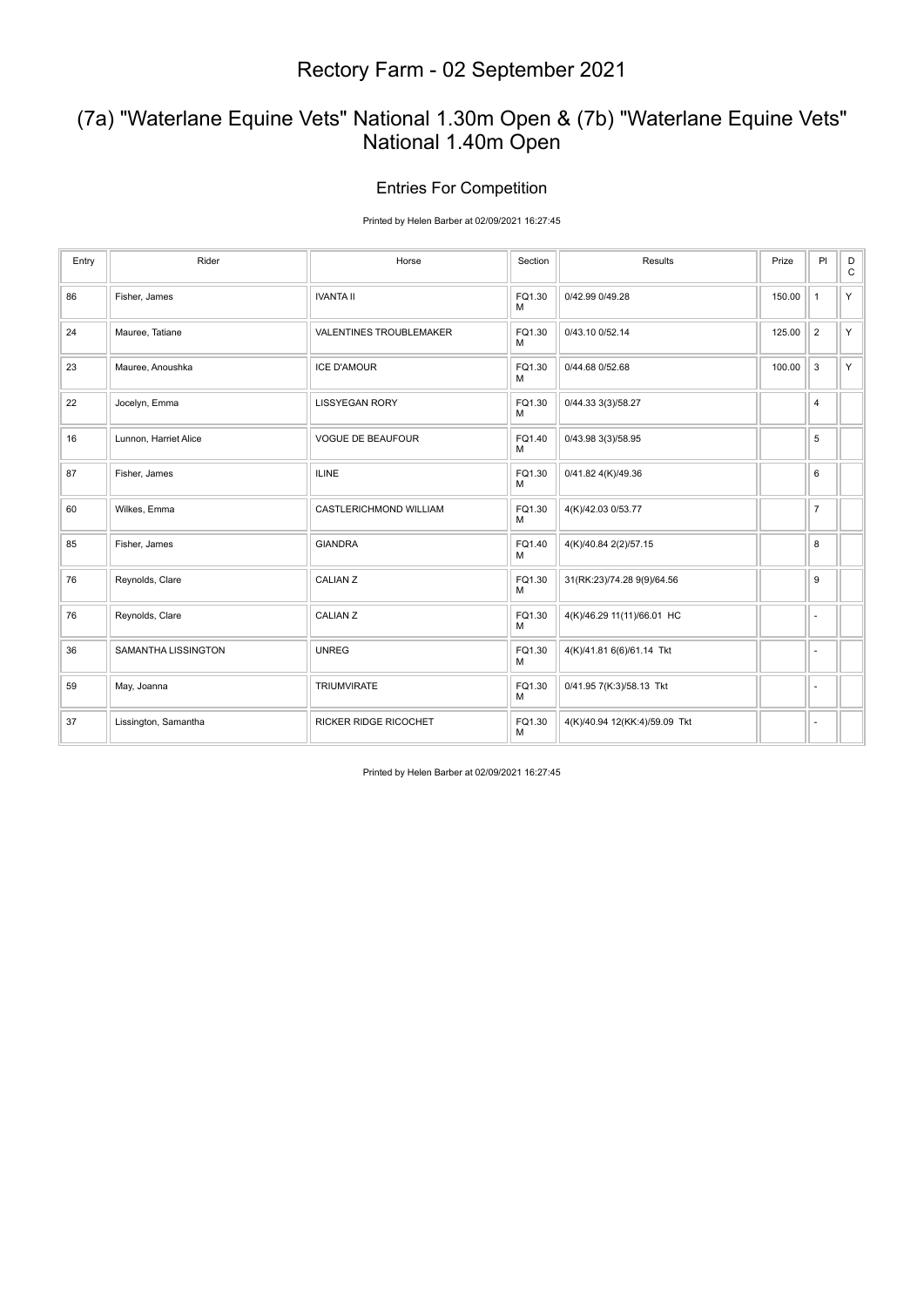# Rectory Farm - 02 September 2021

## (7a) "Waterlane Equine Vets" National 1.30m Open & (7b) "Waterlane Equine Vets" National 1.40m Open

### Entries For Competition

Printed by Helen Barber at 02/09/2021 16:27:45

| Entry | Rider | Horse | Section | Results | Prize | Pl | DC |
|---|---|---|---|---|---|---|---|
| 86 | Fisher, James | IVANTA II | FQ1.30M | 0/42.99 0/49.28 | 150.00 | 1 | Y |
| 24 | Mauree, Tatiane | VALENTINES TROUBLEMAKER | FQ1.30M | 0/43.10 0/52.14 | 125.00 | 2 | Y |
| 23 | Mauree, Anoushka | ICE D'AMOUR | FQ1.30M | 0/44.68 0/52.68 | 100.00 | 3 | Y |
| 22 | Jocelyn, Emma | LISSYEGAN RORY | FQ1.30M | 0/44.33 3(3)/58.27 | | 4 | |
| 16 | Lunnon, Harriet Alice | VOGUE DE BEAUFOUR | FQ1.40M | 0/43.98 3(3)/58.95 | | 5 | |
| 87 | Fisher, James | ILINE | FQ1.30M | 0/41.82 4(K)/49.36 | | 6 | |
| 60 | Wilkes, Emma | CASTLERICHMOND WILLIAM | FQ1.30M | 4(K)/42.03 0/53.77 | | 7 | |
| 85 | Fisher, James | GIANDRA | FQ1.40M | 4(K)/40.84 2(2)/57.15 | | 8 | |
| 76 | Reynolds, Clare | CALIAN Z | FQ1.30M | 31(RK:23)/74.28 9(9)/64.56 | | 9 | |
| 76 | Reynolds, Clare | CALIAN Z | FQ1.30M | 4(K)/46.29 11(11)/66.01 HC | | - | |
| 36 | SAMANTHA LISSINGTON | UNREG | FQ1.30M | 4(K)/41.81 6(6)/61.14 Tkt | | - | |
| 59 | May, Joanna | TRIUMVIRATE | FQ1.30M | 0/41.95 7(K:3)/58.13 Tkt | | - | |
| 37 | Lissington, Samantha | RICKER RIDGE RICOCHET | FQ1.30M | 4(K)/40.94 12(KK:4)/59.09 Tkt | | - | |

Printed by Helen Barber at 02/09/2021 16:27:45